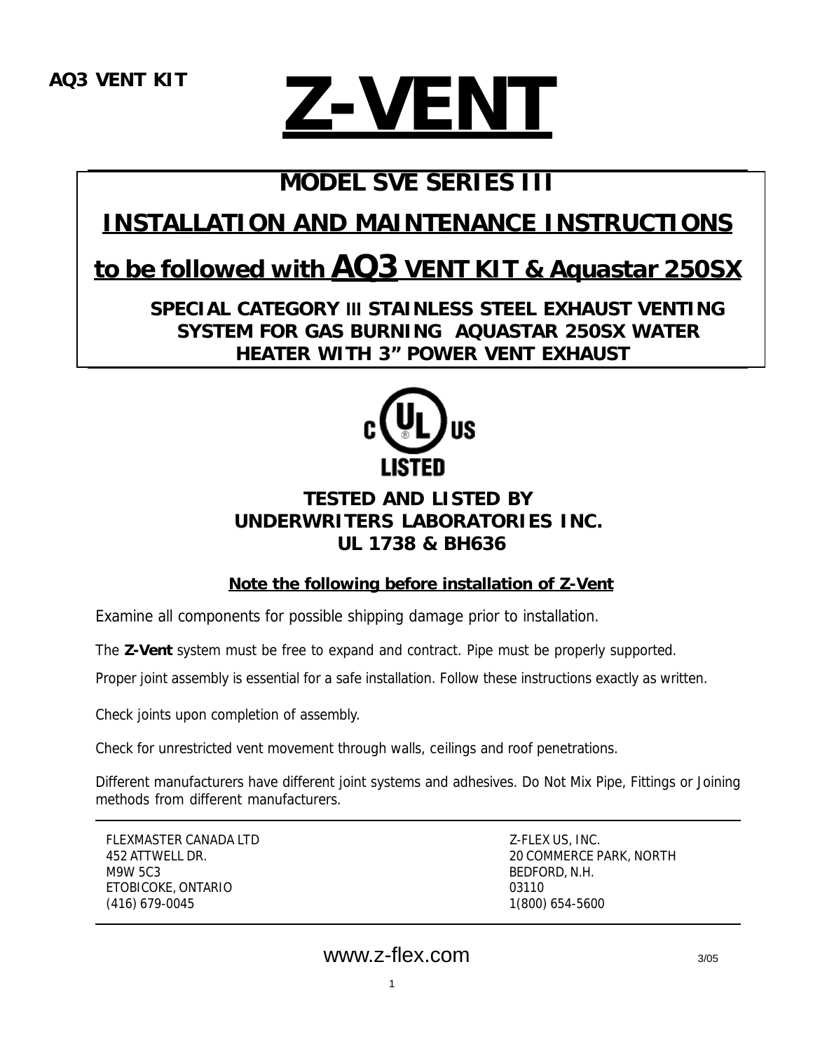**AQ3 VENT KIT**

# Z-VENT

## MODEL SVE SERIES III

## INSTALLATION AND MAINTENANCE INSTRUCTIONS

## to be followed with AQ3 VENT KIT & Aquastar 250SX

**SPECIAL CATEGORY III STAINLESS STEEL EXHAUST VENTING SYSTEM FOR GAS BURNING AQUASTAR 250SX WATER HEATER WITH 3" POWER VENT EXHAUST**

c UL US LISTED

**TESTED AND LISTED BY UNDERWRITERS LABORATORIES INC. UL 1738 & BH636**

**Note the following before installation of Z-Vent**

Examine all components for possible shipping damage prior to installation.

The **Z-Vent** system must be free to expand and contract. Pipe must be properly supported.

Proper joint assembly is essential for a safe installation. Follow these instructions exactly as written.

Check joints upon completion of assembly.

Check for unrestricted vent movement through walls, ceilings and roof penetrations.

Different manufacturers have different joint systems and adhesives. Do Not Mix Pipe, Fittings or Joining methods from different manufacturers.

FLEXMASTER CANADA LTD
452 ATTWELL DR.
M9W 5C3
ETOBICOKE, ONTARIO
(416) 679-0045

Z-FLEX US, INC.
20 COMMERCE PARK, NORTH
BEDFORD, N.H.
03110
1(800) 654-5600

www.z-flex.com

3/05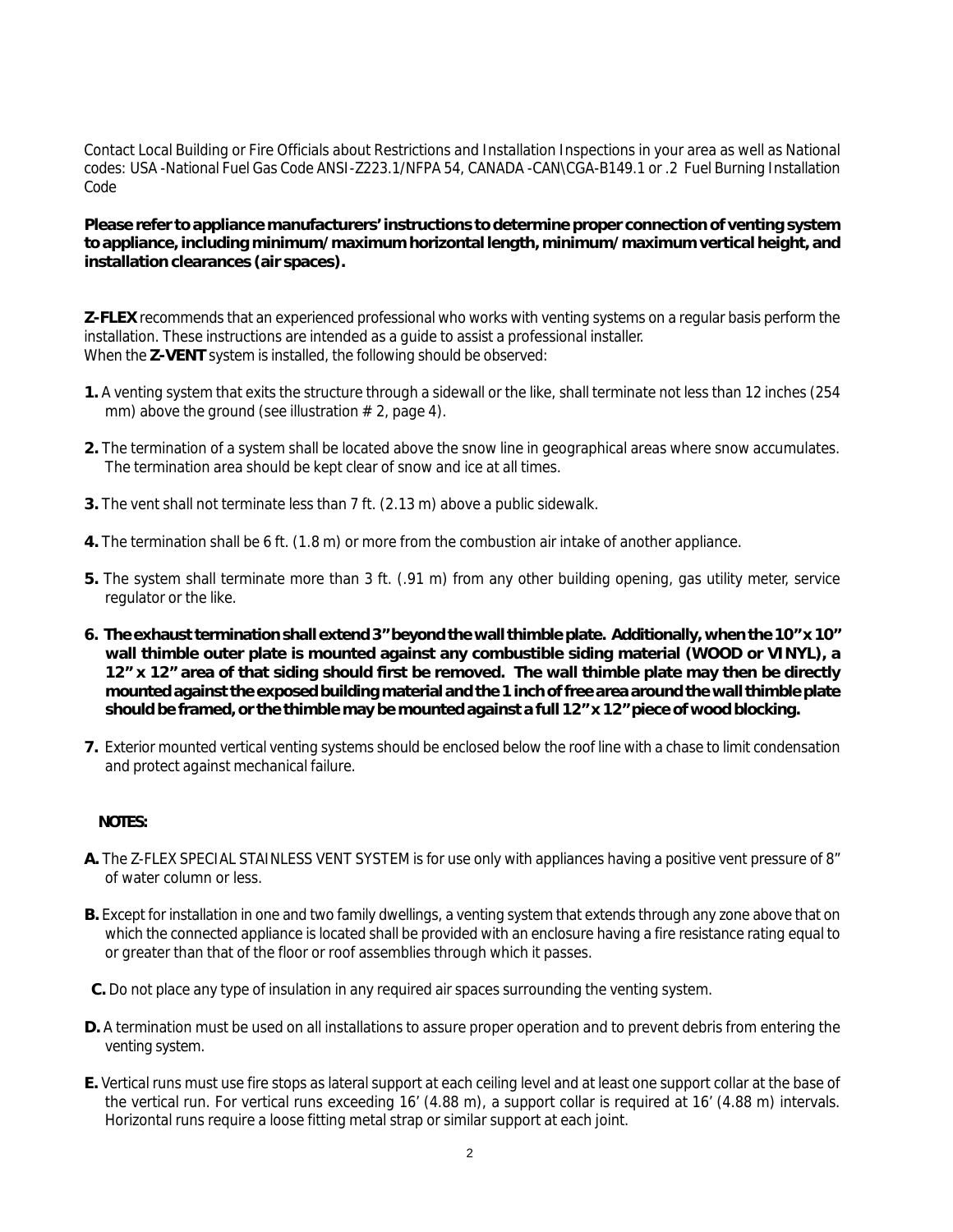Contact Local Building or Fire Officials about Restrictions and Installation Inspections in your area as well as National codes: USA -National Fuel Gas Code ANSI-Z223.1/NFPA 54, CANADA -CAN\CGA-B149.1 or .2 Fuel Burning Installation Code

**Please refer to appliance manufacturers' instructions to determine proper connection of venting system to appliance, including minimum/maximum horizontal length, minimum/maximum vertical height, and installation clearances (air spaces).**

**Z-FLEX** recommends that an experienced professional who works with venting systems on a regular basis perform the installation. These instructions are intended as a guide to assist a professional installer.
When the **Z-VENT** system is installed, the following should be observed:

**1.** A venting system that exits the structure through a sidewall or the like, shall terminate not less than 12 inches (254 mm) above the ground (see illustration # 2, page 4).

**2.** The termination of a system shall be located above the snow line in geographical areas where snow accumulates. The termination area should be kept clear of snow and ice at all times.

**3.** The vent shall not terminate less than 7 ft. (2.13 m) above a public sidewalk.

**4.** The termination shall be 6 ft. (1.8 m) or more from the combustion air intake of another appliance.

**5.** The system shall terminate more than 3 ft. (.91 m) from any other building opening, gas utility meter, service regulator or the like.

**6. The exhaust termination shall extend 3" beyond the wall thimble plate. Additionally, when the 10" x 10" wall thimble outer plate is mounted against any combustible siding material (WOOD or VINYL), a 12" x 12" area of that siding should first be removed. The wall thimble plate may then be directly mounted against the exposed building material and the 1 inch of free area around the wall thimble plate should be framed, or the thimble may be mounted against a full 12" x 12" piece of wood blocking.**

**7.** Exterior mounted vertical venting systems should be enclosed below the roof line with a chase to limit condensation and protect against mechanical failure.

**NOTES:**

**A.** The Z-FLEX SPECIAL STAINLESS VENT SYSTEM is for use only with appliances having a positive vent pressure of 8" of water column or less.

**B.** Except for installation in one and two family dwellings, a venting system that extends through any zone above that on which the connected appliance is located shall be provided with an enclosure having a fire resistance rating equal to or greater than that of the floor or roof assemblies through which it passes.

**C.** Do not place any type of insulation in any required air spaces surrounding the venting system.

**D.** A termination must be used on all installations to assure proper operation and to prevent debris from entering the venting system.

**E.** Vertical runs must use fire stops as lateral support at each ceiling level and at least one support collar at the base of the vertical run. For vertical runs exceeding 16' (4.88 m), a support collar is required at 16' (4.88 m) intervals. Horizontal runs require a loose fitting metal strap or similar support at each joint.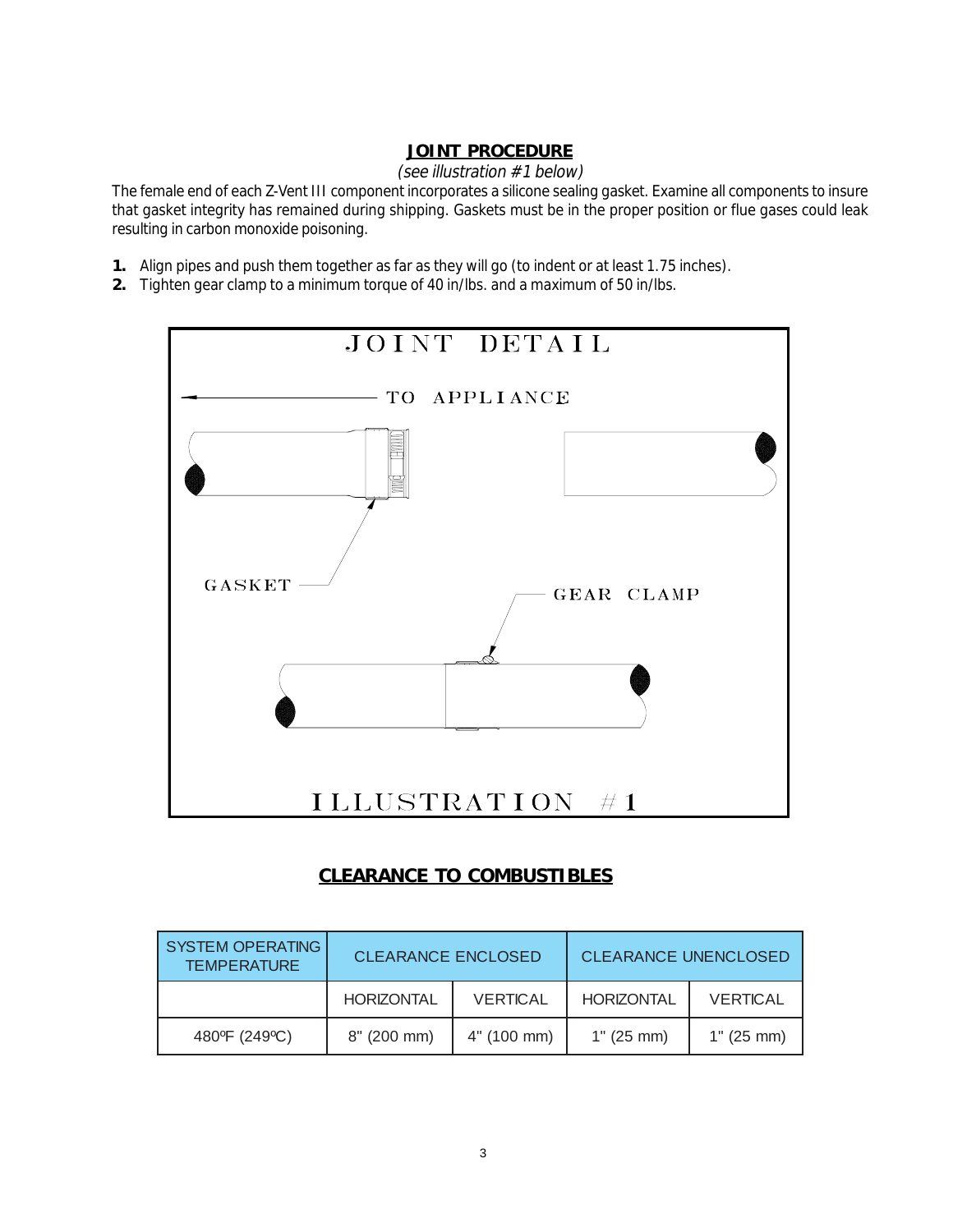## JOINT PROCEDURE

*(see illustration #1 below)*

The female end of each Z-Vent III component incorporates a silicone sealing gasket. Examine all components to insure that gasket integrity has remained during shipping. Gaskets must be in the proper position or flue gases could leak resulting in carbon monoxide poisoning.

1. Align pipes and push them together as far as they will go (to indent or at least 1.75 inches).
2. Tighten gear clamp to a minimum torque of 40 in/lbs. and a maximum of 50 in/lbs.

JOINT DETAIL

TO APPLIANCE

GASKET

GEAR CLAMP

ILLUSTRATION #1

## CLEARANCE TO COMBUSTIBLES

| SYSTEM OPERATING TEMPERATURE | CLEARANCE ENCLOSED | | CLEARANCE UNENCLOSED | |
|---|---|---|---|---|
| | HORIZONTAL | VERTICAL | HORIZONTAL | VERTICAL |
| 480ºF (249ºC) | 8" (200 mm) | 4" (100 mm) | 1" (25 mm) | 1" (25 mm) |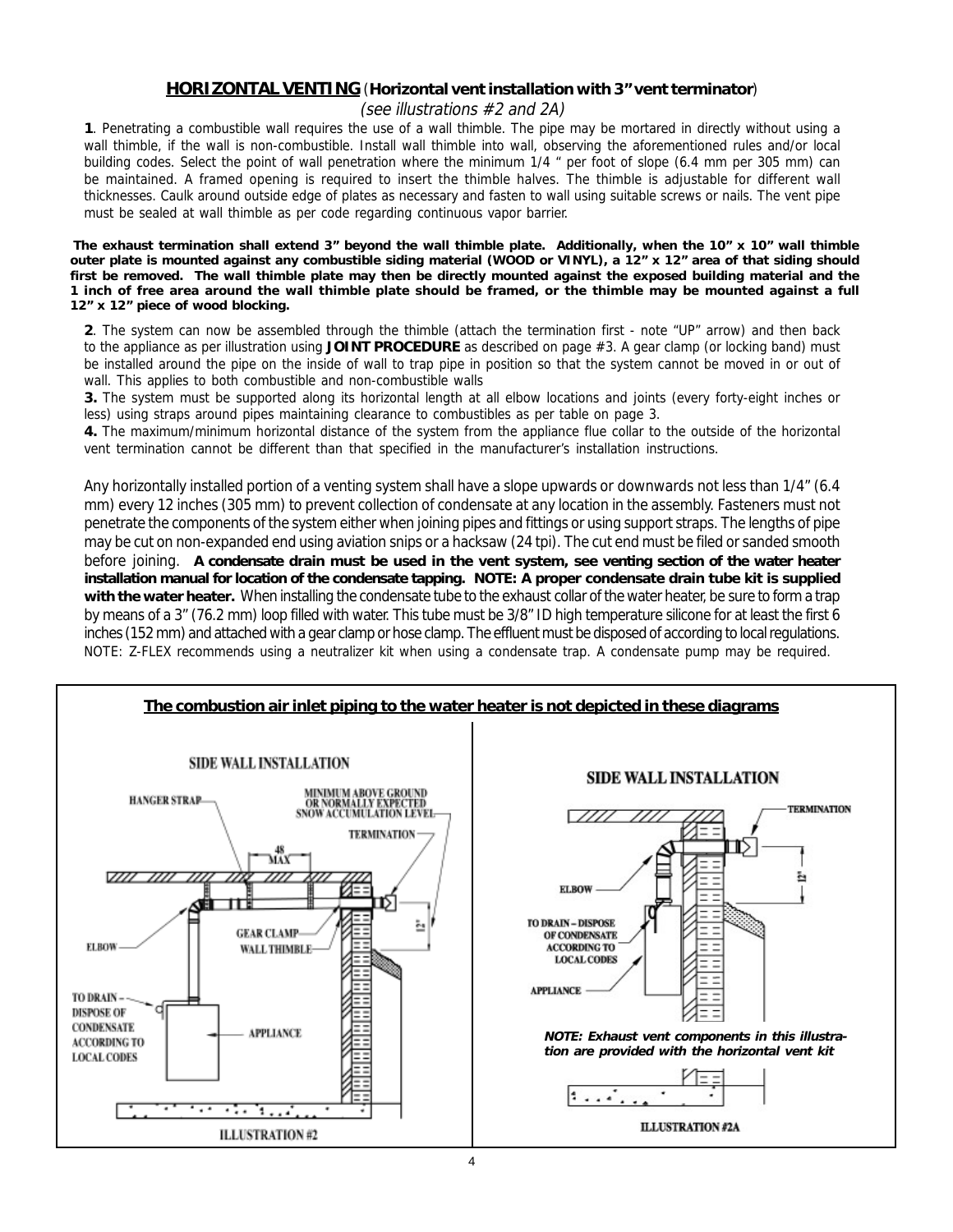## HORIZONTAL VENTING (Horizontal vent installation with 3" vent terminator)

*(see illustrations #2 and 2A)*

**1**. Penetrating a combustible wall requires the use of a wall thimble. The pipe may be mortared in directly without using a wall thimble, if the wall is non-combustible. Install wall thimble into wall, observing the aforementioned rules and/or local building codes. Select the point of wall penetration where the minimum 1/4 " per foot of slope (6.4 mm per 305 mm) can be maintained. A framed opening is required to insert the thimble halves. The thimble is adjustable for different wall thicknesses. Caulk around outside edge of plates as necessary and fasten to wall using suitable screws or nails. The vent pipe must be sealed at wall thimble as per code regarding continuous vapor barrier.

**The exhaust termination shall extend 3" beyond the wall thimble plate. Additionally, when the 10" x 10" wall thimble outer plate is mounted against any combustible siding material (WOOD or VINYL), a 12" x 12" area of that siding should first be removed. The wall thimble plate may then be directly mounted against the exposed building material and the 1 inch of free area around the wall thimble plate should be framed, or the thimble may be mounted against a full 12" x 12" piece of wood blocking.**

**2**. The system can now be assembled through the thimble (attach the termination first - note "UP" arrow) and then back to the appliance as per illustration using **JOINT PROCEDURE** as described on page #3. A gear clamp (or locking band) must be installed around the pipe on the inside of wall to trap pipe in position so that the system cannot be moved in or out of wall. This applies to both combustible and non-combustible walls

**3.** The system must be supported along its horizontal length at all elbow locations and joints (every forty-eight inches or less) using straps around pipes maintaining clearance to combustibles as per table on page 3.

**4.** The maximum/minimum horizontal distance of the system from the appliance flue collar to the outside of the horizontal vent termination cannot be different than that specified in the manufacturer's installation instructions.

Any horizontally installed portion of a venting system shall have a slope upwards or downwards not less than 1/4" (6.4 mm) every 12 inches (305 mm) to prevent collection of condensate at any location in the assembly. Fasteners must not penetrate the components of the system either when joining pipes and fittings or using support straps. The lengths of pipe may be cut on non-expanded end using aviation snips or a hacksaw (24 tpi). The cut end must be filed or sanded smooth before joining. **A condensate drain must be used in the vent system, see venting section of the water heater installation manual for location of the condensate tapping. NOTE: A proper condensate drain tube kit is supplied with the water heater.** When installing the condensate tube to the exhaust collar of the water heater, be sure to form a trap by means of a 3" (76.2 mm) loop filled with water. This tube must be 3/8" ID high temperature silicone for at least the first 6 inches (152 mm) and attached with a gear clamp or hose clamp. The effluent must be disposed of according to local regulations. NOTE: Z-FLEX recommends using a neutralizer kit when using a condensate trap. A condensate pump may be required.

**The combustion air inlet piping to the water heater is not depicted in these diagrams**

SIDE WALL INSTALLATION

HANGER STRAP — MINIMUM ABOVE GROUND OR NORMALLY EXPECTED SNOW ACCUMULATION LEVEL — TERMINATION — 48 MAX — 12" — ELBOW — GEAR CLAMP — WALL THIMBLE — TO DRAIN – DISPOSE OF CONDENSATE ACCORDING TO LOCAL CODES — APPLIANCE

ILLUSTRATION #2

SIDE WALL INSTALLATION

TERMINATION — 12" — ELBOW — TO DRAIN – DISPOSE OF CONDENSATE ACCORDING TO LOCAL CODES — APPLIANCE

***NOTE: Exhaust vent components in this illustration are provided with the horizontal vent kit***

ILLUSTRATION #2A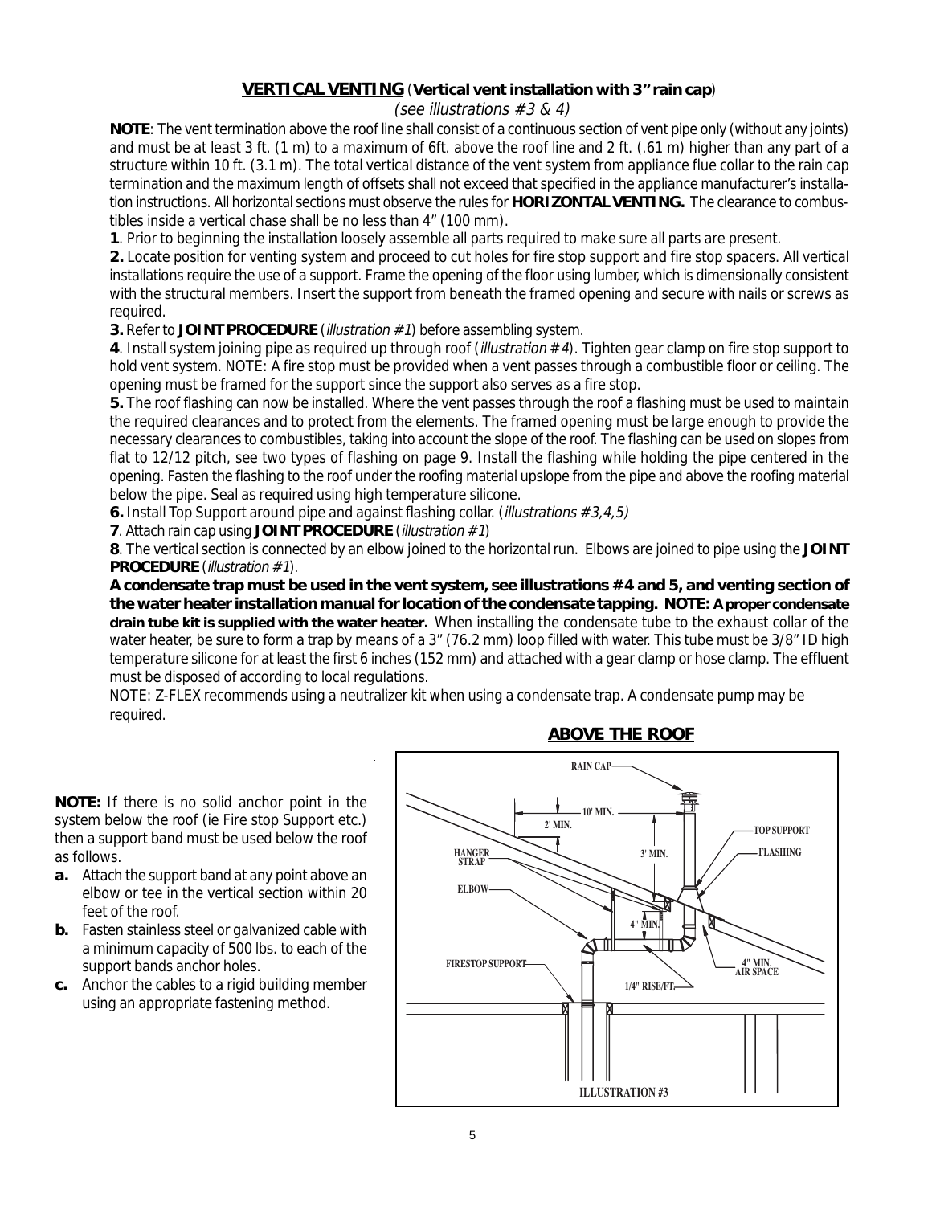## VERTICAL VENTING (Vertical vent installation with 3" rain cap)

*(see illustrations #3 & 4)*

**NOTE**: The vent termination above the roof line shall consist of a continuous section of vent pipe only (without any joints) and must be at least 3 ft. (1 m) to a maximum of 6ft. above the roof line and 2 ft. (.61 m) higher than any part of a structure within 10 ft. (3.1 m). The total vertical distance of the vent system from appliance flue collar to the rain cap termination and the maximum length of offsets shall not exceed that specified in the appliance manufacturer's installation instructions. All horizontal sections must observe the rules for **HORIZONTAL VENTING.** The clearance to combustibles inside a vertical chase shall be no less than 4" (100 mm).

**1**. Prior to beginning the installation loosely assemble all parts required to make sure all parts are present.

**2.** Locate position for venting system and proceed to cut holes for fire stop support and fire stop spacers. All vertical installations require the use of a support. Frame the opening of the floor using lumber, which is dimensionally consistent with the structural members. Insert the support from beneath the framed opening and secure with nails or screws as required.

**3.** Refer to **JOINT PROCEDURE** (*illustration #1*) before assembling system.

**4**. Install system joining pipe as required up through roof (*illustration #4*). Tighten gear clamp on fire stop support to hold vent system. NOTE: A fire stop must be provided when a vent passes through a combustible floor or ceiling. The opening must be framed for the support since the support also serves as a fire stop.

**5.** The roof flashing can now be installed. Where the vent passes through the roof a flashing must be used to maintain the required clearances and to protect from the elements. The framed opening must be large enough to provide the necessary clearances to combustibles, taking into account the slope of the roof. The flashing can be used on slopes from flat to 12/12 pitch, see two types of flashing on page 9. Install the flashing while holding the pipe centered in the opening. Fasten the flashing to the roof under the roofing material upslope from the pipe and above the roofing material below the pipe. Seal as required using high temperature silicone.

**6.** Install Top Support around pipe and against flashing collar. (*illustrations #3,4,5)*

**7**. Attach rain cap using **JOINT PROCEDURE** (*illustration #1*)

**8**. The vertical section is connected by an elbow joined to the horizontal run. Elbows are joined to pipe using the **JOINT PROCEDURE** (*illustration #1*).

**A condensate trap must be used in the vent system, see illustrations #4 and 5, and venting section of the water heater installation manual for location of the condensate tapping. NOTE: A proper condensate drain tube kit is supplied with the water heater.** When installing the condensate tube to the exhaust collar of the water heater, be sure to form a trap by means of a 3" (76.2 mm) loop filled with water. This tube must be 3/8" ID high temperature silicone for at least the first 6 inches (152 mm) and attached with a gear clamp or hose clamp. The effluent must be disposed of according to local regulations.

NOTE: Z-FLEX recommends using a neutralizer kit when using a condensate trap. A condensate pump may be required.

**NOTE:** If there is no solid anchor point in the system below the roof (ie Fire stop Support etc.) then a support band must be used below the roof as follows.

- **a.** Attach the support band at any point above an elbow or tee in the vertical section within 20 feet of the roof.
- **b.** Fasten stainless steel or galvanized cable with a minimum capacity of 500 lbs. to each of the support bands anchor holes.
- **c.** Anchor the cables to a rigid building member using an appropriate fastening method.

**ABOVE THE ROOF**

RAIN CAP, 10' MIN., 2' MIN., TOP SUPPORT, HANGER STRAP, 3' MIN., FLASHING, ELBOW, 4" MIN., FIRESTOP SUPPORT, 4" MIN. AIR SPACE, 1/4" RISE/FT.

ILLUSTRATION #3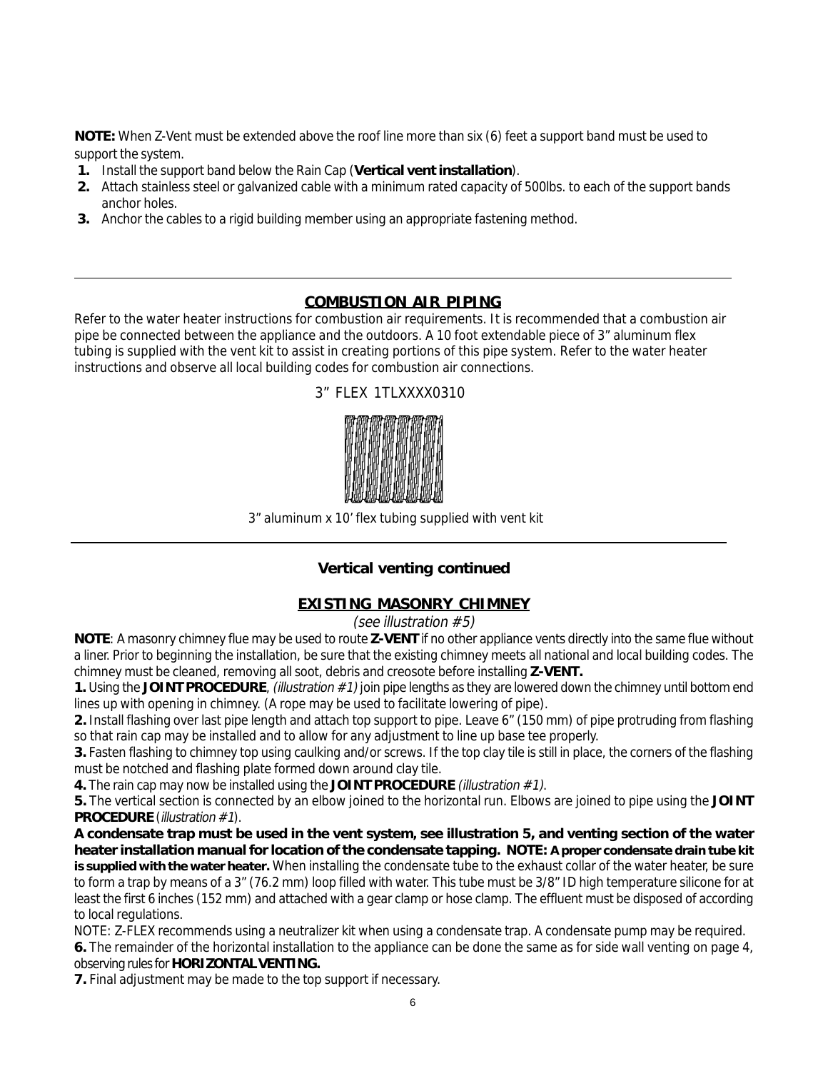**NOTE:** When Z-Vent must be extended above the roof line more than six (6) feet a support band must be used to support the system.

1. Install the support band below the Rain Cap (**Vertical vent installation**).
2. Attach stainless steel or galvanized cable with a minimum rated capacity of 500lbs. to each of the support bands anchor holes.
3. Anchor the cables to a rigid building member using an appropriate fastening method.

---

## COMBUSTION AIR PIPING

Refer to the water heater instructions for combustion air requirements. It is recommended that a combustion air pipe be connected between the appliance and the outdoors. A 10 foot extendable piece of 3" aluminum flex tubing is supplied with the vent kit to assist in creating portions of this pipe system. Refer to the water heater instructions and observe all local building codes for combustion air connections.

3" FLEX 1TLXXXX0310

3" aluminum x 10' flex tubing supplied with vent kit

---

### Vertical venting continued

## EXISTING MASONRY CHIMNEY

*(see illustration #5)*

**NOTE**: A masonry chimney flue may be used to route **Z-VENT** if no other appliance vents directly into the same flue without a liner. Prior to beginning the installation, be sure that the existing chimney meets all national and local building codes. The chimney must be cleaned, removing all soot, debris and creosote before installing **Z-VENT.**

**1.** Using the **JOINT PROCEDURE**, *(illustration #1)* join pipe lengths as they are lowered down the chimney until bottom end lines up with opening in chimney. (A rope may be used to facilitate lowering of pipe).

**2.** Install flashing over last pipe length and attach top support to pipe. Leave 6" (150 mm) of pipe protruding from flashing so that rain cap may be installed and to allow for any adjustment to line up base tee properly.

**3.** Fasten flashing to chimney top using caulking and/or screws. If the top clay tile is still in place, the corners of the flashing must be notched and flashing plate formed down around clay tile.

**4.** The rain cap may now be installed using the **JOINT PROCEDURE** *(illustration #1)*.

**5.** The vertical section is connected by an elbow joined to the horizontal run. Elbows are joined to pipe using the **JOINT PROCEDURE** (*illustration #1*).

**A condensate trap must be used in the vent system, see illustration 5, and venting section of the water heater installation manual for location of the condensate tapping. NOTE: A proper condensate drain tube kit is supplied with the water heater.** When installing the condensate tube to the exhaust collar of the water heater, be sure to form a trap by means of a 3" (76.2 mm) loop filled with water. This tube must be 3/8" ID high temperature silicone for at least the first 6 inches (152 mm) and attached with a gear clamp or hose clamp. The effluent must be disposed of according to local regulations.

NOTE: Z-FLEX recommends using a neutralizer kit when using a condensate trap. A condensate pump may be required.

**6.** The remainder of the horizontal installation to the appliance can be done the same as for side wall venting on page 4, observing rules for **HORIZONTAL VENTING.**

**7.** Final adjustment may be made to the top support if necessary.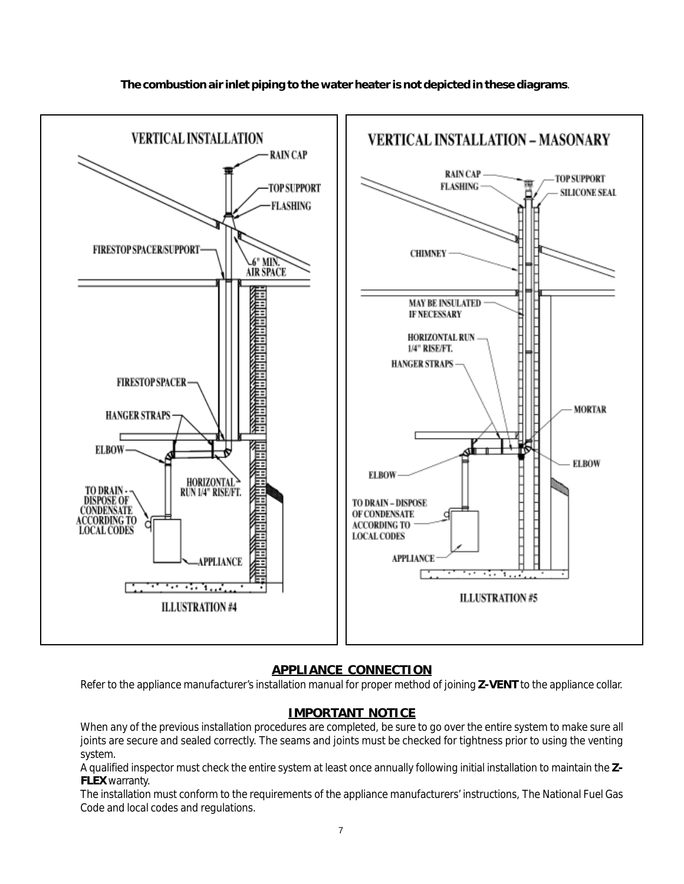**The combustion air inlet piping to the water heater is not depicted in these diagrams**.

VERTICAL INSTALLATION

ILLUSTRATION #4

VERTICAL INSTALLATION – MASONARY

ILLUSTRATION #5

## APPLIANCE CONNECTION

Refer to the appliance manufacturer's installation manual for proper method of joining **Z-VENT** to the appliance collar.

## IMPORTANT NOTICE

When any of the previous installation procedures are completed, be sure to go over the entire system to make sure all joints are secure and sealed correctly. The seams and joints must be checked for tightness prior to using the venting system.

A qualified inspector must check the entire system at least once annually following initial installation to maintain the **Z-FLEX** warranty.

The installation must conform to the requirements of the appliance manufacturers' instructions, The National Fuel Gas Code and local codes and regulations.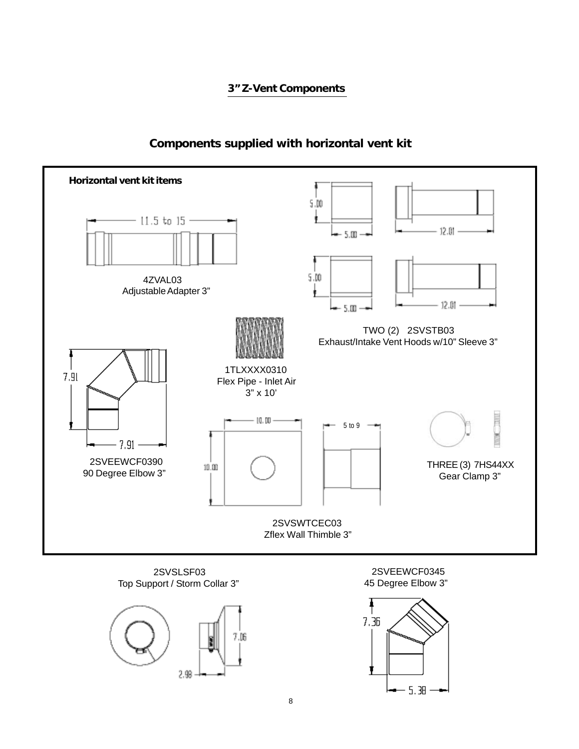## 3" Z-Vent Components

### Components supplied with horizontal vent kit

**Horizontal vent kit items**

11.5 to 15

4ZVAL03
Adjustable Adapter 3"

5.00

5.00

12.01

5.00

5.00

12.01

TWO (2) 2SVSTB03
Exhaust/Intake Vent Hoods w/10" Sleeve 3"

7.91

7.91

2SVEEWCF0390
90 Degree Elbow 3"

1TLXXXX0310
Flex Pipe - Inlet Air
3" x 10'

10.00

10.00

5 to 9

2SVSWTCEC03
Zflex Wall Thimble 3"

THREE (3) 7HS44XX
Gear Clamp 3"

2SVSLSF03
Top Support / Storm Collar 3"

7.06

2.98

2SVEEWCF0345
45 Degree Elbow 3"

7.36

5.38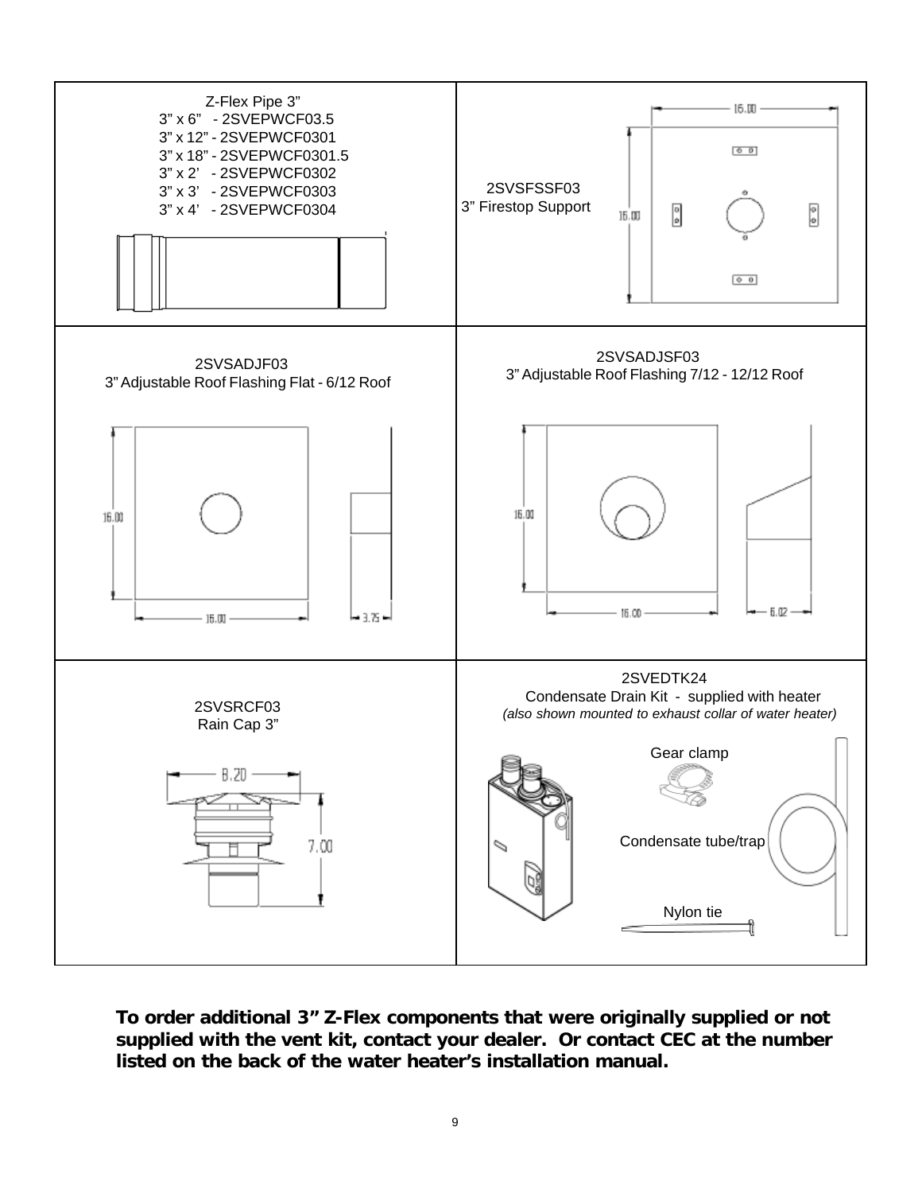Z-Flex Pipe 3"
3" x 6" - 2SVEPWCF03.5
3" x 12" - 2SVEPWCF0301
3" x 18" - 2SVEPWCF0301.5
3" x 2' - 2SVEPWCF0302
3" x 3' - 2SVEPWCF0303
3" x 4' - 2SVEPWCF0304

2SVSFSSF03
3" Firestop Support

16.00

16.00

2SVSADJF03
3" Adjustable Roof Flashing Flat - 6/12 Roof

16.00

16.00

3.75

2SVSADJSF03
3" Adjustable Roof Flashing 7/12 - 12/12 Roof

16.00

16.00

6.02

2SVSRCF03
Rain Cap 3"

8.20

7.00

2SVEDTK24
Condensate Drain Kit - supplied with heater
*(also shown mounted to exhaust collar of water heater)*

Gear clamp

Condensate tube/trap

Nylon tie

**To order additional 3" Z-Flex components that were originally supplied or not supplied with the vent kit, contact your dealer. Or contact CEC at the number listed on the back of the water heater's installation manual.**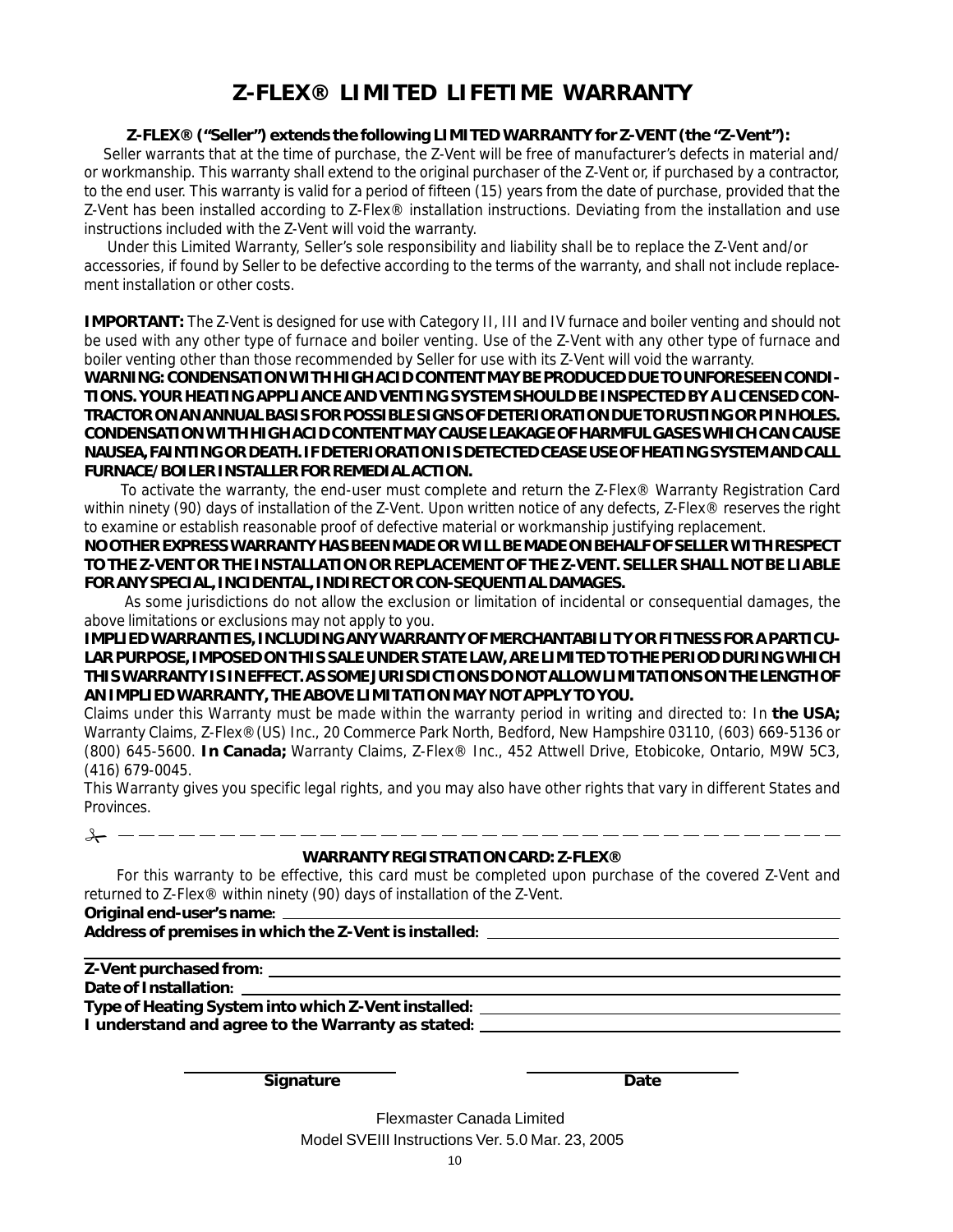# Z-FLEX® LIMITED LIFETIME WARRANTY

**Z-FLEX® ("Seller") extends the following LIMITED WARRANTY for Z-VENT (the "Z-Vent"):**

Seller warrants that at the time of purchase, the Z-Vent will be free of manufacturer's defects in material and/or workmanship. This warranty shall extend to the original purchaser of the Z-Vent or, if purchased by a contractor, to the end user. This warranty is valid for a period of fifteen (15) years from the date of purchase, provided that the Z-Vent has been installed according to Z-Flex® installation instructions. Deviating from the installation and use instructions included with the Z-Vent will void the warranty.

Under this Limited Warranty, Seller's sole responsibility and liability shall be to replace the Z-Vent and/or accessories, if found by Seller to be defective according to the terms of the warranty, and shall not include replacement installation or other costs.

**IMPORTANT:** The Z-Vent is designed for use with Category II, III and IV furnace and boiler venting and should not be used with any other type of furnace and boiler venting. Use of the Z-Vent with any other type of furnace and boiler venting other than those recommended by Seller for use with its Z-Vent will void the warranty.

**WARNING: CONDENSATION WITH HIGH ACID CONTENT MAY BE PRODUCED DUE TO UNFORESEEN CONDITIONS. YOUR HEATING APPLIANCE AND VENTING SYSTEM SHOULD BE INSPECTED BY A LICENSED CONTRACTOR ON AN ANNUAL BASIS FOR POSSIBLE SIGNS OF DETERIORATION DUE TO RUSTING OR PINHOLES. CONDENSATION WITH HIGH ACID CONTENT MAY CAUSE LEAKAGE OF HARMFUL GASES WHICH CAN CAUSE NAUSEA, FAINTING OR DEATH. IF DETERIORATION IS DETECTED CEASE USE OF HEATING SYSTEM AND CALL FURNACE/BOILER INSTALLER FOR REMEDIAL ACTION.**

To activate the warranty, the end-user must complete and return the Z-Flex® Warranty Registration Card within ninety (90) days of installation of the Z-Vent. Upon written notice of any defects, Z-Flex® reserves the right to examine or establish reasonable proof of defective material or workmanship justifying replacement.

**NO OTHER EXPRESS WARRANTY HAS BEEN MADE OR WILL BE MADE ON BEHALF OF SELLER WITH RESPECT TO THE Z-VENT OR THE INSTALLATION OR REPLACEMENT OF THE Z-VENT. SELLER SHALL NOT BE LIABLE FOR ANY SPECIAL, INCIDENTAL, INDIRECT OR CON-SEQUENTIAL DAMAGES.**

As some jurisdictions do not allow the exclusion or limitation of incidental or consequential damages, the above limitations or exclusions may not apply to you.

**IMPLIED WARRANTIES, INCLUDING ANY WARRANTY OF MERCHANTABILITY OR FITNESS FOR A PARTICULAR PURPOSE, IMPOSED ON THIS SALE UNDER STATE LAW, ARE LIMITED TO THE PERIOD DURING WHICH THIS WARRANTY IS IN EFFECT. AS SOME JURISDICTIONS DO NOT ALLOW LIMITATIONS ON THE LENGTH OF AN IMPLIED WARRANTY, THE ABOVE LIMITATION MAY NOT APPLY TO YOU.**

Claims under this Warranty must be made within the warranty period in writing and directed to: In **the USA;** Warranty Claims, Z-Flex® (US) Inc., 20 Commerce Park North, Bedford, New Hampshire 03110, (603) 669-5136 or (800) 645-5600. **In Canada;** Warranty Claims, Z-Flex® Inc., 452 Attwell Drive, Etobicoke, Ontario, M9W 5C3, (416) 679-0045.

This Warranty gives you specific legal rights, and you may also have other rights that vary in different States and Provinces.

---

**WARRANTY REGISTRATION CARD: Z-FLEX®**

For this warranty to be effective, this card must be completed upon purchase of the covered Z-Vent and returned to Z-Flex® within ninety (90) days of installation of the Z-Vent.

**Original end-user's name:** ______________________________

**Address of premises in which the Z-Vent is installed:** ______________________________

______________________________

**Z-Vent purchased from:** ______________________________

**Date of Installation:** ______________________________

**Type of Heating System into which Z-Vent installed:** ______________________________

**I understand and agree to the Warranty as stated:** ______________________________

______________________ ______________________
**Signature** **Date**

Flexmaster Canada Limited
Model SVEIII Instructions Ver. 5.0 Mar. 23, 2005